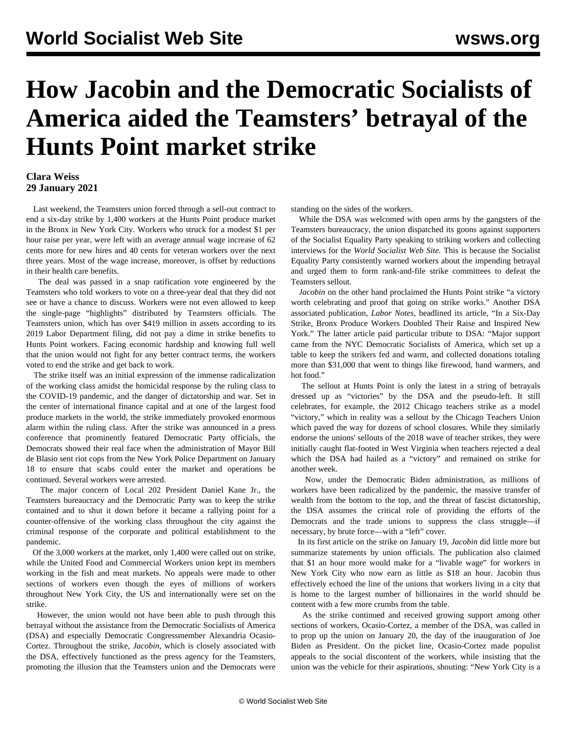# How Jacobin and the Democratic Socialists of America aided the Teamsters' betrayal of the Hunts Point market strike

**Clara Weiss**
**29 January 2021**

Last weekend, the Teamsters union forced through a sell-out contract to end a six-day strike by 1,400 workers at the Hunts Point produce market in the Bronx in New York City. Workers who struck for a modest $1 per hour raise per year, were left with an average annual wage increase of 62 cents more for new hires and 40 cents for veteran workers over the next three years. Most of the wage increase, moreover, is offset by reductions in their health care benefits.

The deal was passed in a snap ratification vote engineered by the Teamsters who told workers to vote on a three-year deal that they did not see or have a chance to discuss. Workers were not even allowed to keep the single-page "highlights" distributed by Teamsters officials. The Teamsters union, which has over $419 million in assets according to its 2019 Labor Department filing, did not pay a dime in strike benefits to Hunts Point workers. Facing economic hardship and knowing full well that the union would not fight for any better contract terms, the workers voted to end the strike and get back to work.

The strike itself was an initial expression of the immense radicalization of the working class amidst the homicidal response by the ruling class to the COVID-19 pandemic, and the danger of dictatorship and war. Set in the center of international finance capital and at one of the largest food produce markets in the world, the strike immediately provoked enormous alarm within the ruling class. After the strike was announced in a press conference that prominently featured Democratic Party officials, the Democrats showed their real face when the administration of Mayor Bill de Blasio sent riot cops from the New York Police Department on January 18 to ensure that scabs could enter the market and operations be continued. Several workers were arrested.

The major concern of Local 202 President Daniel Kane Jr., the Teamsters bureaucracy and the Democratic Party was to keep the strike contained and to shut it down before it became a rallying point for a counter-offensive of the working class throughout the city against the criminal response of the corporate and political establishment to the pandemic.

Of the 3,000 workers at the market, only 1,400 were called out on strike, while the United Food and Commercial Workers union kept its members working in the fish and meat markets. No appeals were made to other sections of workers even though the eyes of millions of workers throughout New York City, the US and internationally were set on the strike.

However, the union would not have been able to push through this betrayal without the assistance from the Democratic Socialists of America (DSA) and especially Democratic Congressmember Alexandria Ocasio-Cortez. Throughout the strike, *Jacobin*, which is closely associated with the DSA, effectively functioned as the press agency for the Teamsters, promoting the illusion that the Teamsters union and the Democrats were standing on the sides of the workers.

While the DSA was welcomed with open arms by the gangsters of the Teamsters bureaucracy, the union dispatched its goons against supporters of the Socialist Equality Party speaking to striking workers and collecting interviews for the *World Socialist Web Site.* This is because the Socialist Equality Party consistently warned workers about the impending betrayal and urged them to form rank-and-file strike committees to defeat the Teamsters sellout.

*Jacobin* on the other hand proclaimed the Hunts Point strike "a victory worth celebrating and proof that going on strike works." Another DSA associated publication, *Labor Notes*, headlined its article, "In a Six-Day Strike, Bronx Produce Workers Doubled Their Raise and Inspired New York." The latter article paid particular tribute to DSA: "Major support came from the NYC Democratic Socialists of America, which set up a table to keep the strikers fed and warm, and collected donations totaling more than $31,000 that went to things like firewood, hand warmers, and hot food."

The sellout at Hunts Point is only the latest in a string of betrayals dressed up as "victories" by the DSA and the pseudo-left. It still celebrates, for example, the 2012 Chicago teachers strike as a model "victory," which in reality was a sellout by the Chicago Teachers Union which paved the way for dozens of school closures. While they similarly endorse the unions' sellouts of the 2018 wave of teacher strikes, they were initially caught flat-footed in West Virginia when teachers rejected a deal which the DSA had hailed as a "victory" and remained on strike for another week.

Now, under the Democratic Biden administration, as millions of workers have been radicalized by the pandemic, the massive transfer of wealth from the bottom to the top, and the threat of fascist dictatorship, the DSA assumes the critical role of providing the efforts of the Democrats and the trade unions to suppress the class struggle—if necessary, by brute force—with a "left" cover.

In its first article on the strike on January 19, *Jacobin* did little more but summarize statements by union officials. The publication also claimed that $1 an hour more would make for a "livable wage" for workers in New York City who now earn as little as $18 an hour. Jacobin thus effectively echoed the line of the unions that workers living in a city that is home to the largest number of billionaires in the world should be content with a few more crumbs from the table.

As the strike continued and received growing support among other sections of workers, Ocasio-Cortez, a member of the DSA, was called in to prop up the union on January 20, the day of the inauguration of Joe Biden as President. On the picket line, Ocasio-Cortez made populist appeals to the social discontent of the workers, while insisting that the union was the vehicle for their aspirations, shouting: "New York City is a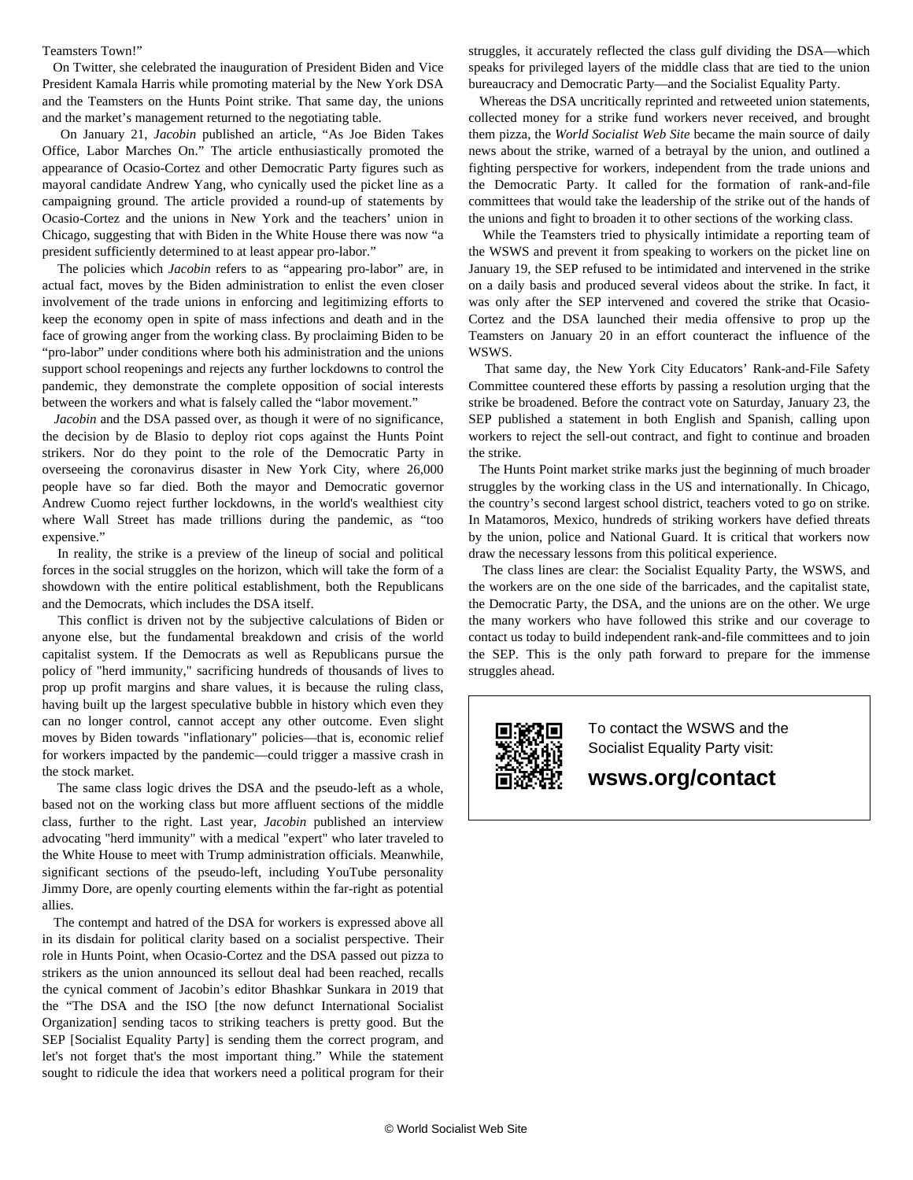Teamsters Town!"

On Twitter, she celebrated the inauguration of President Biden and Vice President Kamala Harris while promoting material by the New York DSA and the Teamsters on the Hunts Point strike. That same day, the unions and the market's management returned to the negotiating table.

On January 21, *Jacobin* published an article, "As Joe Biden Takes Office, Labor Marches On." The article enthusiastically promoted the appearance of Ocasio-Cortez and other Democratic Party figures such as mayoral candidate Andrew Yang, who cynically used the picket line as a campaigning ground. The article provided a round-up of statements by Ocasio-Cortez and the unions in New York and the teachers' union in Chicago, suggesting that with Biden in the White House there was now "a president sufficiently determined to at least appear pro-labor."

The policies which *Jacobin* refers to as "appearing pro-labor" are, in actual fact, moves by the Biden administration to enlist the even closer involvement of the trade unions in enforcing and legitimizing efforts to keep the economy open in spite of mass infections and death and in the face of growing anger from the working class. By proclaiming Biden to be "pro-labor" under conditions where both his administration and the unions support school reopenings and rejects any further lockdowns to control the pandemic, they demonstrate the complete opposition of social interests between the workers and what is falsely called the "labor movement."

*Jacobin* and the DSA passed over, as though it were of no significance, the decision by de Blasio to deploy riot cops against the Hunts Point strikers. Nor do they point to the role of the Democratic Party in overseeing the coronavirus disaster in New York City, where 26,000 people have so far died. Both the mayor and Democratic governor Andrew Cuomo reject further lockdowns, in the world's wealthiest city where Wall Street has made trillions during the pandemic, as "too expensive."

In reality, the strike is a preview of the lineup of social and political forces in the social struggles on the horizon, which will take the form of a showdown with the entire political establishment, both the Republicans and the Democrats, which includes the DSA itself.

This conflict is driven not by the subjective calculations of Biden or anyone else, but the fundamental breakdown and crisis of the world capitalist system. If the Democrats as well as Republicans pursue the policy of "herd immunity," sacrificing hundreds of thousands of lives to prop up profit margins and share values, it is because the ruling class, having built up the largest speculative bubble in history which even they can no longer control, cannot accept any other outcome. Even slight moves by Biden towards "inflationary" policies—that is, economic relief for workers impacted by the pandemic—could trigger a massive crash in the stock market.

The same class logic drives the DSA and the pseudo-left as a whole, based not on the working class but more affluent sections of the middle class, further to the right. Last year, *Jacobin* published an interview advocating "herd immunity" with a medical "expert" who later traveled to the White House to meet with Trump administration officials. Meanwhile, significant sections of the pseudo-left, including YouTube personality Jimmy Dore, are openly courting elements within the far-right as potential allies.

The contempt and hatred of the DSA for workers is expressed above all in its disdain for political clarity based on a socialist perspective. Their role in Hunts Point, when Ocasio-Cortez and the DSA passed out pizza to strikers as the union announced its sellout deal had been reached, recalls the cynical comment of Jacobin's editor Bhashkar Sunkara in 2019 that the "The DSA and the ISO [the now defunct International Socialist Organization] sending tacos to striking teachers is pretty good. But the SEP [Socialist Equality Party] is sending them the correct program, and let's not forget that's the most important thing." While the statement sought to ridicule the idea that workers need a political program for their struggles, it accurately reflected the class gulf dividing the DSA—which speaks for privileged layers of the middle class that are tied to the union bureaucracy and Democratic Party—and the Socialist Equality Party.

Whereas the DSA uncritically reprinted and retweeted union statements, collected money for a strike fund workers never received, and brought them pizza, the *World Socialist Web Site* became the main source of daily news about the strike, warned of a betrayal by the union, and outlined a fighting perspective for workers, independent from the trade unions and the Democratic Party. It called for the formation of rank-and-file committees that would take the leadership of the strike out of the hands of the unions and fight to broaden it to other sections of the working class.

While the Teamsters tried to physically intimidate a reporting team of the WSWS and prevent it from speaking to workers on the picket line on January 19, the SEP refused to be intimidated and intervened in the strike on a daily basis and produced several videos about the strike. In fact, it was only after the SEP intervened and covered the strike that Ocasio-Cortez and the DSA launched their media offensive to prop up the Teamsters on January 20 in an effort counteract the influence of the WSWS.

That same day, the New York City Educators' Rank-and-File Safety Committee countered these efforts by passing a resolution urging that the strike be broadened. Before the contract vote on Saturday, January 23, the SEP published a statement in both English and Spanish, calling upon workers to reject the sell-out contract, and fight to continue and broaden the strike.

The Hunts Point market strike marks just the beginning of much broader struggles by the working class in the US and internationally. In Chicago, the country's second largest school district, teachers voted to go on strike. In Matamoros, Mexico, hundreds of striking workers have defied threats by the union, police and National Guard. It is critical that workers now draw the necessary lessons from this political experience.

The class lines are clear: the Socialist Equality Party, the WSWS, and the workers are on the one side of the barricades, and the capitalist state, the Democratic Party, the DSA, and the unions are on the other. We urge the many workers who have followed this strike and our coverage to contact us today to build independent rank-and-file committees and to join the SEP. This is the only path forward to prepare for the immense struggles ahead.

To contact the WSWS and the Socialist Equality Party visit:

**wsws.org/contact**